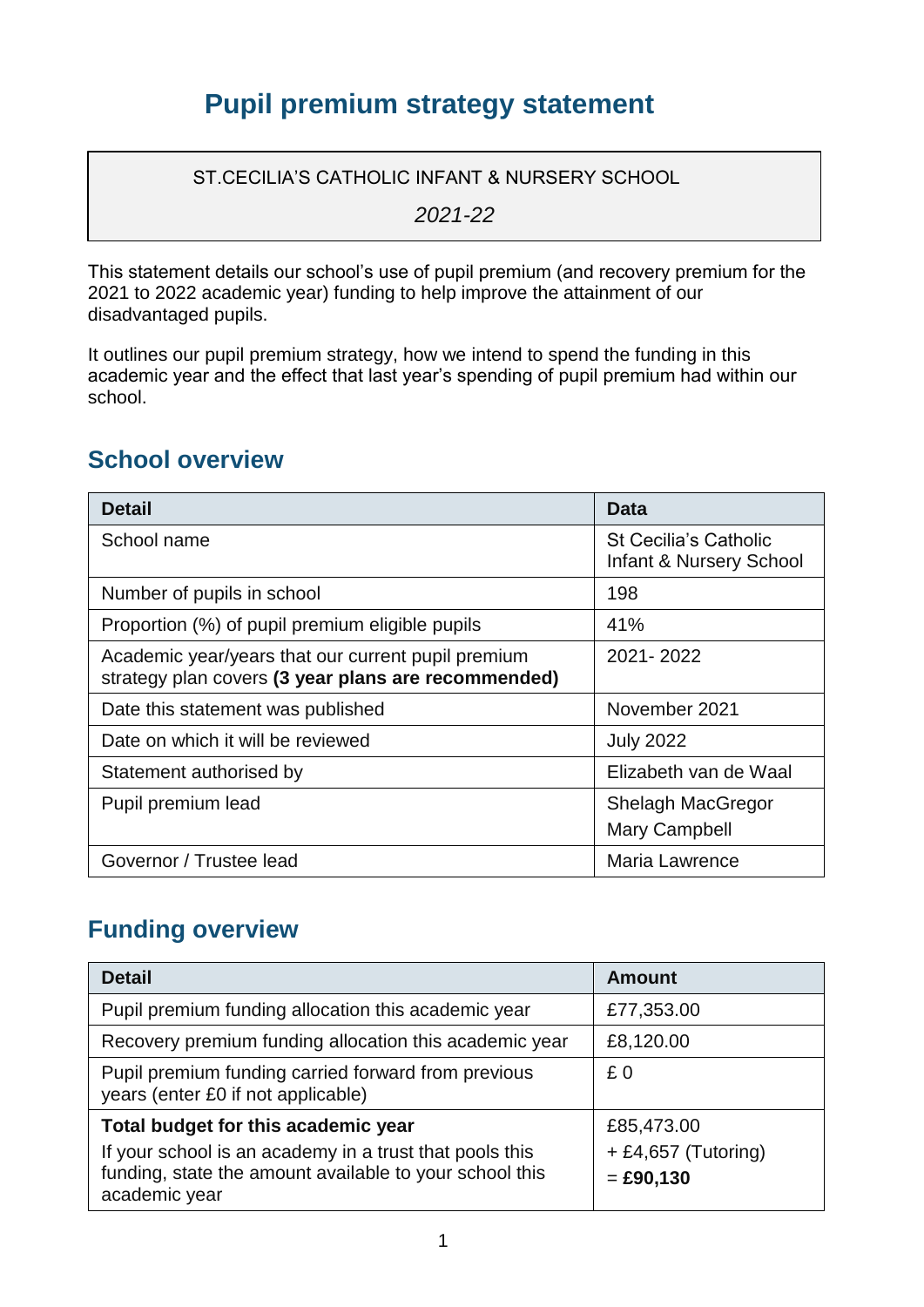# Pupil premium strategy statement

ST.CECILIA'S CATHOLIC INFANT & NURSERY SCHOOL

*2021-22*

This statement details our school's use of pupil premium (and recovery premium for the 2021 to 2022 academic year) funding to help improve the attainment of our disadvantaged pupils.

It outlines our pupil premium strategy, how we intend to spend the funding in this academic year and the effect that last year's spending of pupil premium had within our school.

## School overview

| Detail | Data |
|---|---|
| School name | St Cecilia's Catholic Infant & Nursery School |
| Number of pupils in school | 198 |
| Proportion (%) of pupil premium eligible pupils | 41% |
| Academic year/years that our current pupil premium strategy plan covers **(3 year plans are recommended)** | 2021- 2022 |
| Date this statement was published | November 2021 |
| Date on which it will be reviewed | July 2022 |
| Statement authorised by | Elizabeth van de Waal |
| Pupil premium lead | Shelagh MacGregor<br>Mary Campbell |
| Governor / Trustee lead | Maria Lawrence |

## Funding overview

| Detail | Amount |
|---|---|
| Pupil premium funding allocation this academic year | £77,353.00 |
| Recovery premium funding allocation this academic year | £8,120.00 |
| Pupil premium funding carried forward from previous years (enter £0 if not applicable) | £ 0 |
| **Total budget for this academic year**<br>If your school is an academy in a trust that pools this funding, state the amount available to your school this academic year | £85,473.00<br>+ £4,657 (Tutoring)<br>= **£90,130** |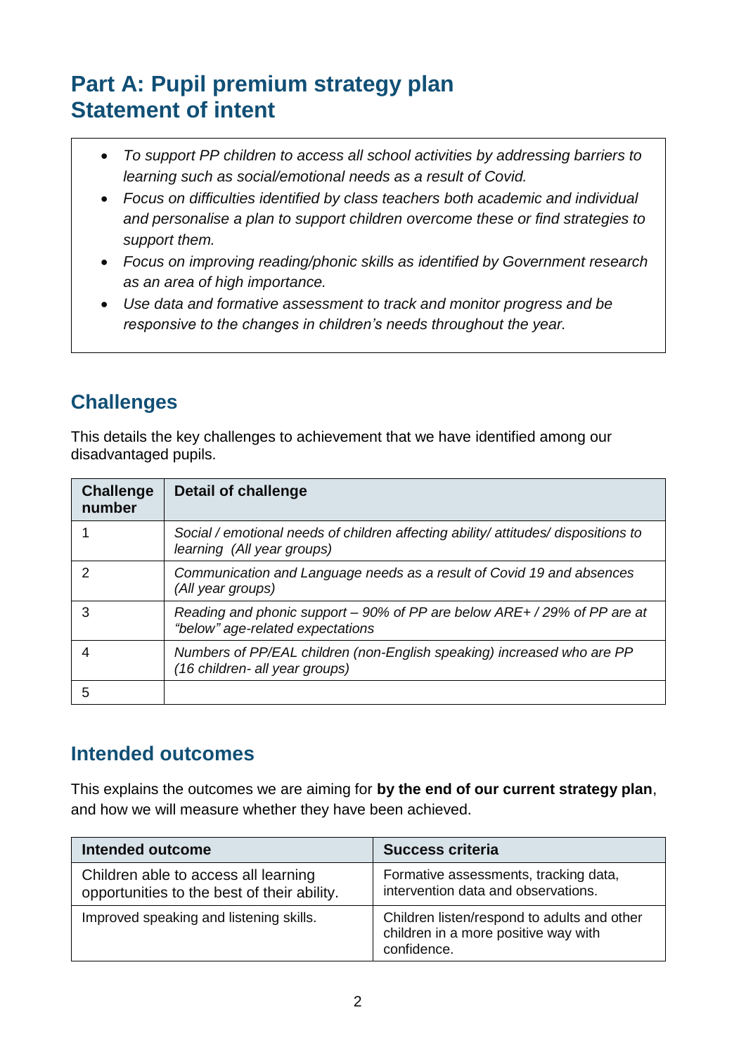# Part A: Pupil premium strategy plan
# Statement of intent

- *To support PP children to access all school activities by addressing barriers to learning such as social/emotional needs as a result of Covid.*
- *Focus on difficulties identified by class teachers both academic and individual and personalise a plan to support children overcome these or find strategies to support them.*
- *Focus on improving reading/phonic skills as identified by Government research as an area of high importance.*
- *Use data and formative assessment to track and monitor progress and be responsive to the changes in children's needs throughout the year.*

## Challenges

This details the key challenges to achievement that we have identified among our disadvantaged pupils.

| Challenge number | Detail of challenge |
|---|---|
| 1 | *Social / emotional needs of children affecting ability/ attitudes/ dispositions to learning (All year groups)* |
| 2 | *Communication and Language needs as a result of Covid 19 and absences (All year groups)* |
| 3 | *Reading and phonic support – 90% of PP are below ARE+ / 29% of PP are at "below" age-related expectations* |
| 4 | *Numbers of PP/EAL children (non-English speaking) increased who are PP (16 children- all year groups)* |
| 5 | |

## Intended outcomes

This explains the outcomes we are aiming for **by the end of our current strategy plan**, and how we will measure whether they have been achieved.

| Intended outcome | Success criteria |
|---|---|
| Children able to access all learning opportunities to the best of their ability. | Formative assessments, tracking data, intervention data and observations. |
| Improved speaking and listening skills. | Children listen/respond to adults and other children in a more positive way with confidence. |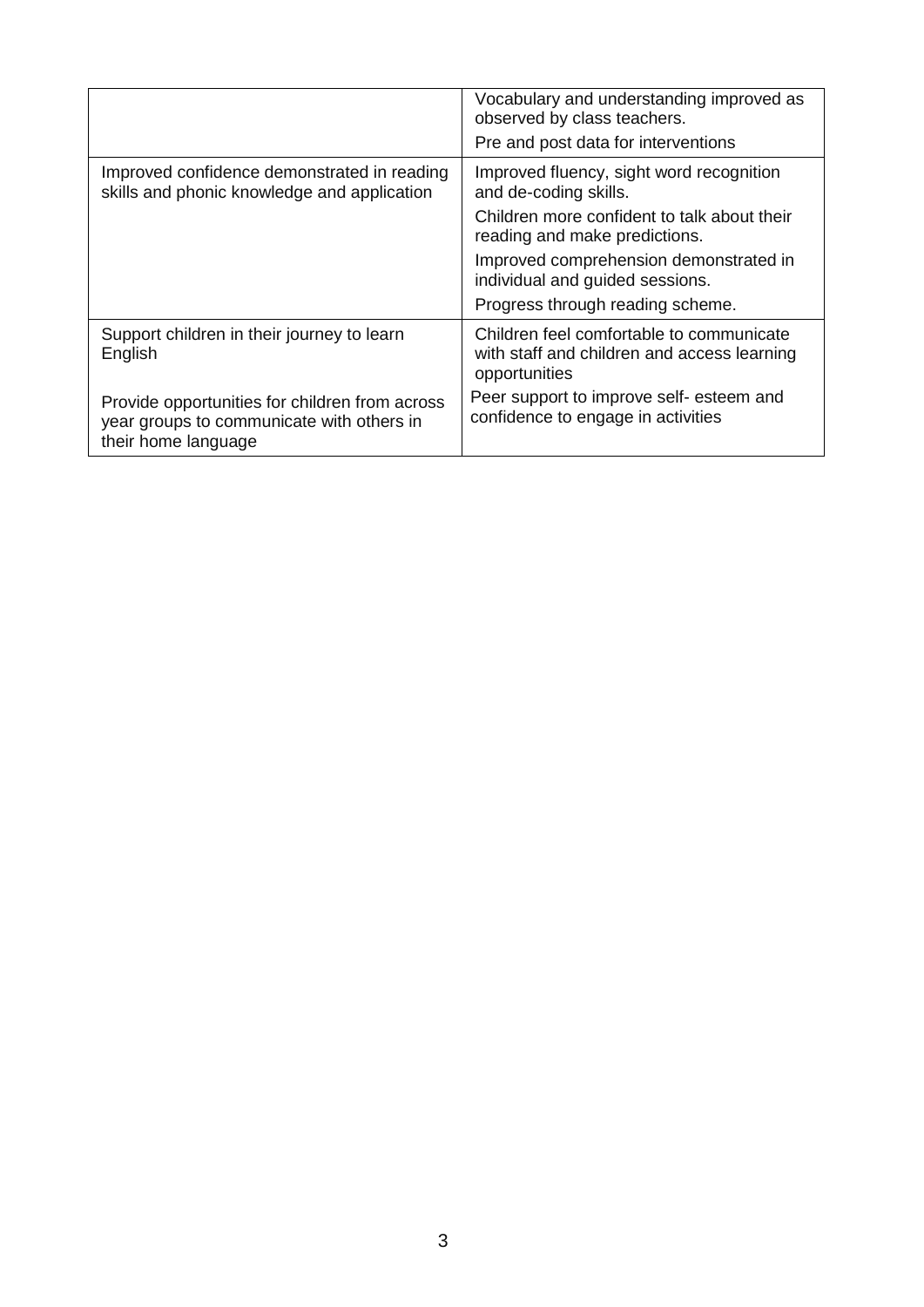| | |
|---|---|
| | Vocabulary and understanding improved as observed by class teachers.<br>Pre and post data for interventions |
| Improved confidence demonstrated in reading skills and phonic knowledge and application | Improved fluency, sight word recognition and de-coding skills.<br>Children more confident to talk about their reading and make predictions.<br>Improved comprehension demonstrated in individual and guided sessions.<br>Progress through reading scheme. |
| Support children in their journey to learn English<br><br>Provide opportunities for children from across year groups to communicate with others in their home language | Children feel comfortable to communicate with staff and children and access learning opportunities<br>Peer support to improve self- esteem and confidence to engage in activities |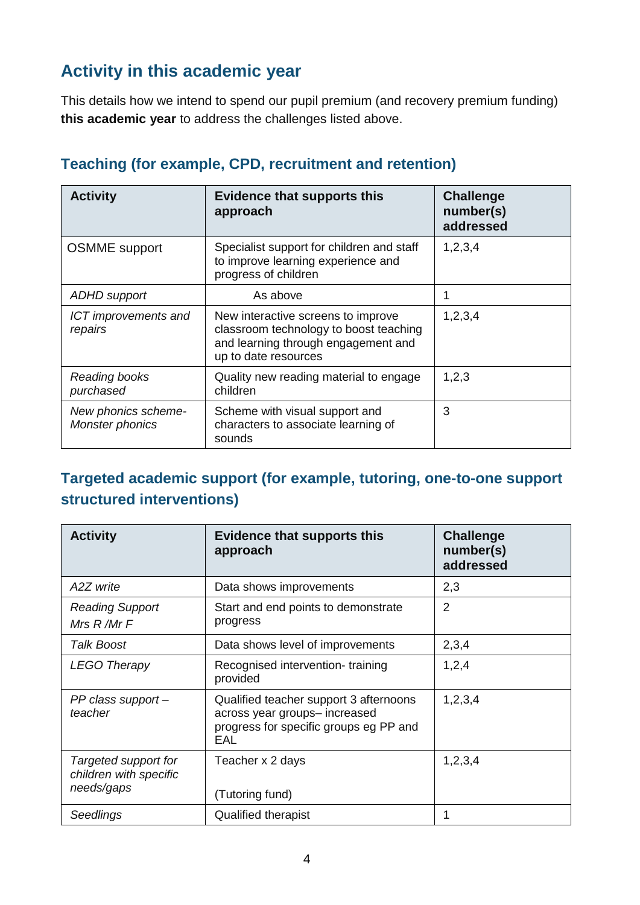## Activity in this academic year

This details how we intend to spend our pupil premium (and recovery premium funding) **this academic year** to address the challenges listed above.

### Teaching (for example, CPD, recruitment and retention)

| Activity | Evidence that supports this approach | Challenge number(s) addressed |
|---|---|---|
| OSMME support | Specialist support for children and staff to improve learning experience and progress of children | 1,2,3,4 |
| *ADHD support* | As above | 1 |
| *ICT improvements and repairs* | New interactive screens to improve classroom technology to boost teaching and learning through engagement and up to date resources | 1,2,3,4 |
| *Reading books purchased* | Quality new reading material to engage children | 1,2,3 |
| *New phonics scheme- Monster phonics* | Scheme with visual support and characters to associate learning of sounds | 3 |

### Targeted academic support (for example, tutoring, one-to-one support structured interventions)

| Activity | Evidence that supports this approach | Challenge number(s) addressed |
|---|---|---|
| *A2Z write* | Data shows improvements | 2,3 |
| *Reading Support Mrs R /Mr F* | Start and end points to demonstrate progress | 2 |
| *Talk Boost* | Data shows level of improvements | 2,3,4 |
| *LEGO Therapy* | Recognised intervention- training provided | 1,2,4 |
| *PP class support – teacher* | Qualified teacher support 3 afternoons across year groups– increased progress for specific groups eg PP and EAL | 1,2,3,4 |
| *Targeted support for children with specific needs/gaps* | Teacher x 2 days<br><br>(Tutoring fund) | 1,2,3,4 |
| *Seedlings* | Qualified therapist | 1 |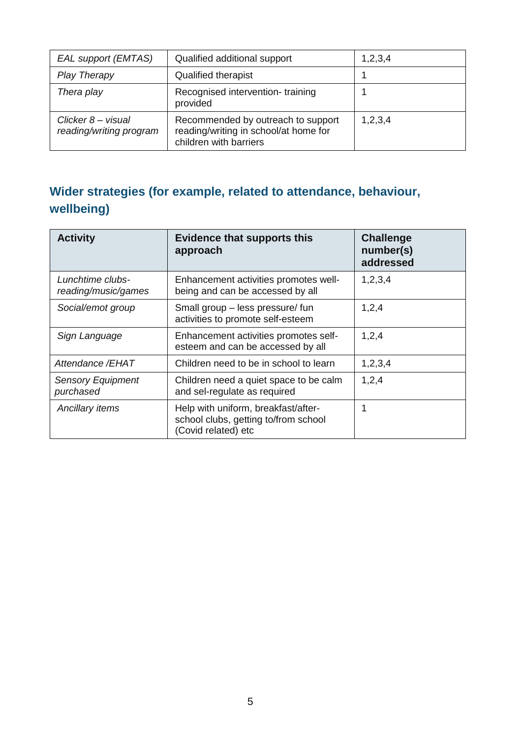| | | |
|---|---|---|
| *EAL support (EMTAS)* | Qualified additional support | 1,2,3,4 |
| *Play Therapy* | Qualified therapist | 1 |
| *Thera play* | Recognised intervention- training provided | 1 |
| *Clicker 8 – visual reading/writing program* | Recommended by outreach to support reading/writing in school/at home for children with barriers | 1,2,3,4 |

## Wider strategies (for example, related to attendance, behaviour, wellbeing)

| Activity | Evidence that supports this approach | Challenge number(s) addressed |
|---|---|---|
| *Lunchtime clubs- reading/music/games* | Enhancement activities promotes well-being and can be accessed by all | 1,2,3,4 |
| *Social/emot group* | Small group – less pressure/ fun activities to promote self-esteem | 1,2,4 |
| *Sign Language* | Enhancement activities promotes self-esteem and can be accessed by all | 1,2,4 |
| *Attendance /EHAT* | Children need to be in school to learn | 1,2,3,4 |
| *Sensory Equipment purchased* | Children need a quiet space to be calm and sel-regulate as required | 1,2,4 |
| *Ancillary items* | Help with uniform, breakfast/after-school clubs, getting to/from school (Covid related) etc | 1 |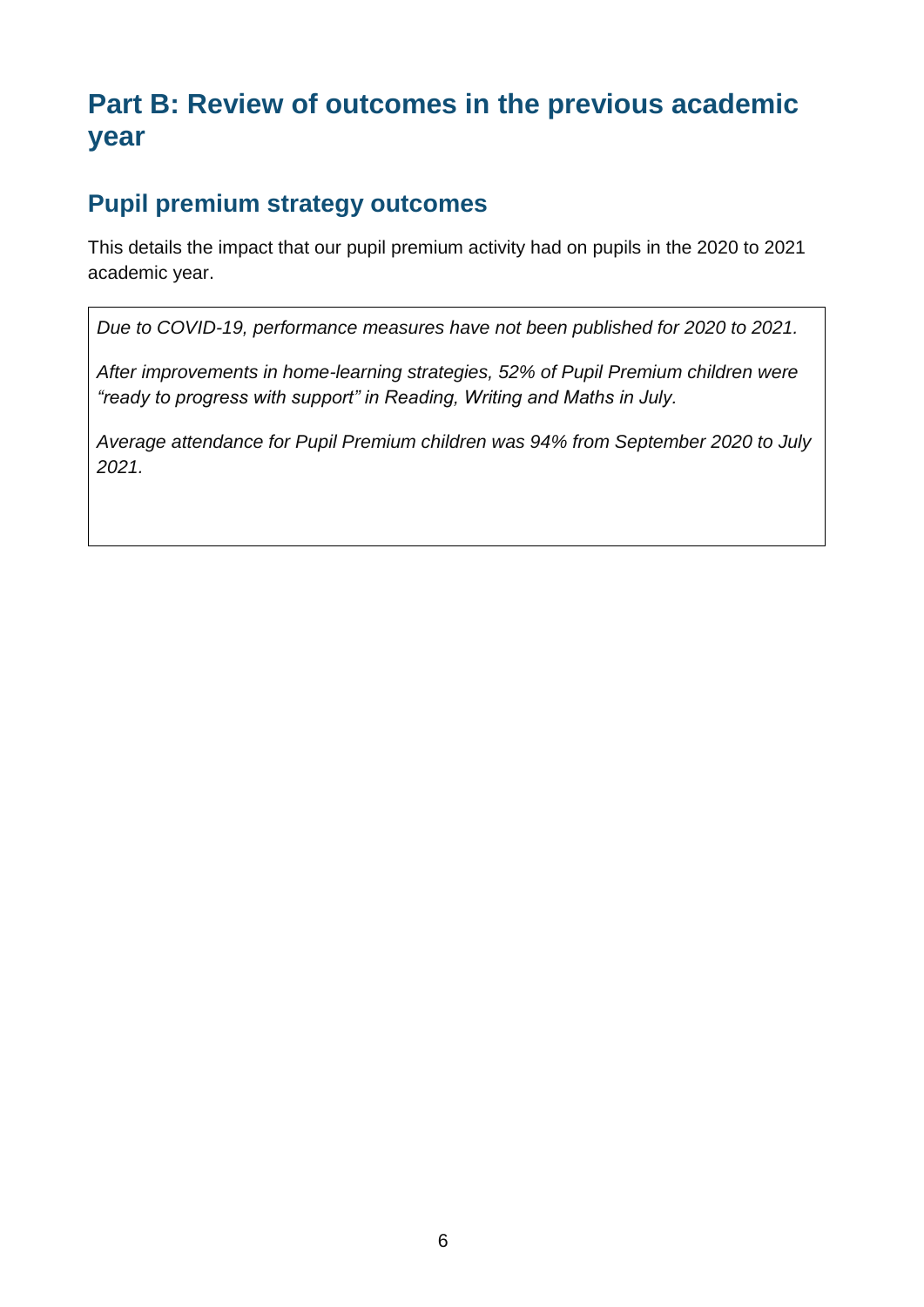# Part B: Review of outcomes in the previous academic year

## Pupil premium strategy outcomes

This details the impact that our pupil premium activity had on pupils in the 2020 to 2021 academic year.

*Due to COVID-19, performance measures have not been published for 2020 to 2021.*

*After improvements in home-learning strategies, 52% of Pupil Premium children were "ready to progress with support" in Reading, Writing and Maths in July.*

*Average attendance for Pupil Premium children was 94% from September 2020 to July 2021.*